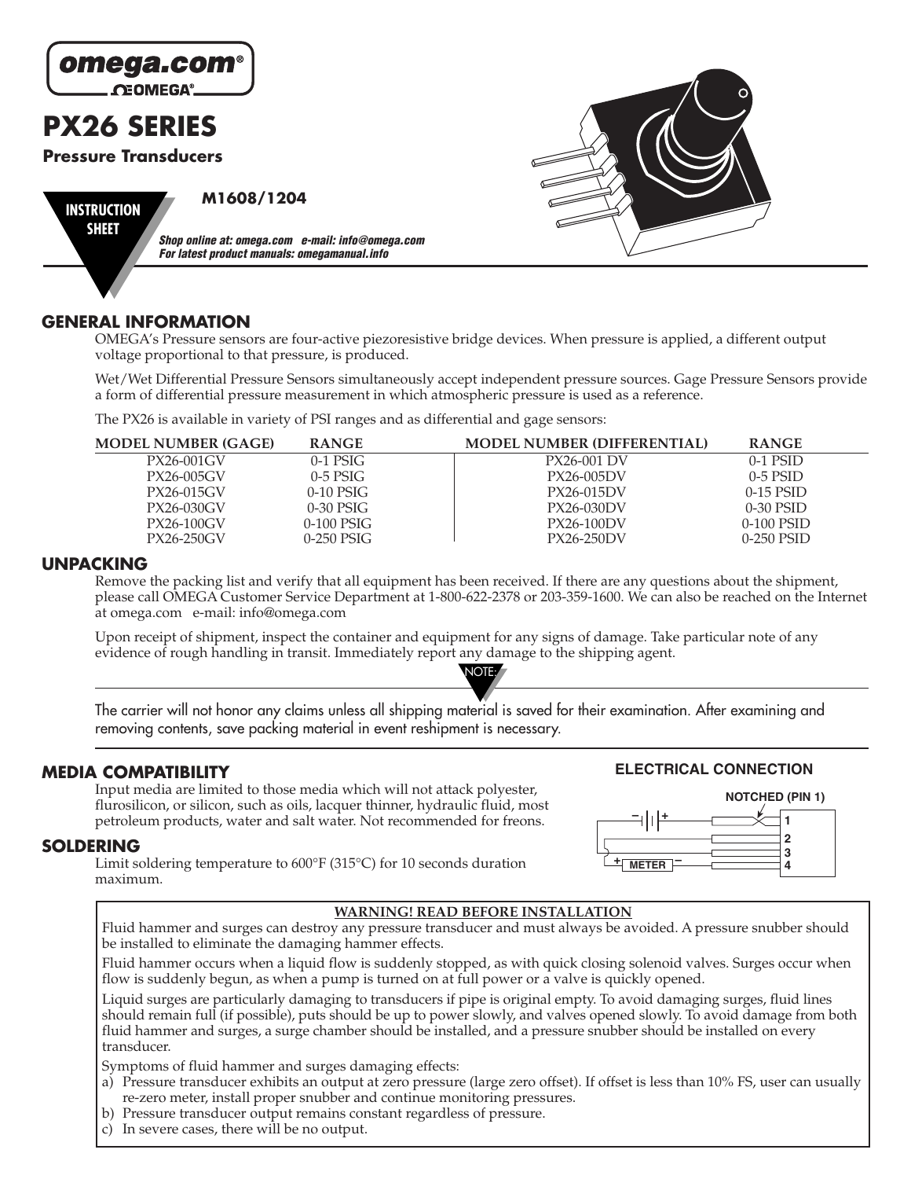omega.com®
OMEGA®

# PX26 SERIES

**Pressure Transducers**

**INSTRUCTION SHEET**

**M1608/1204**

***Shop online at: omega.com e-mail: info@omega.com***
***For latest product manuals: omegamanual.info***

## GENERAL INFORMATION

OMEGA's Pressure sensors are four-active piezoresistive bridge devices. When pressure is applied, a different output voltage proportional to that pressure, is produced.

Wet/Wet Differential Pressure Sensors simultaneously accept independent pressure sources. Gage Pressure Sensors provide a form of differential pressure measurement in which atmospheric pressure is used as a reference.

The PX26 is available in variety of PSI ranges and as differential and gage sensors:

| MODEL NUMBER (GAGE) | RANGE | MODEL NUMBER (DIFFERENTIAL) | RANGE |
|---|---|---|---|
| PX26-001GV | 0-1 PSIG | PX26-001 DV | 0-1 PSID |
| PX26-005GV | 0-5 PSIG | PX26-005DV | 0-5 PSID |
| PX26-015GV | 0-10 PSIG | PX26-015DV | 0-15 PSID |
| PX26-030GV | 0-30 PSIG | PX26-030DV | 0-30 PSID |
| PX26-100GV | 0-100 PSIG | PX26-100DV | 0-100 PSID |
| PX26-250GV | 0-250 PSIG | PX26-250DV | 0-250 PSID |

## UNPACKING

Remove the packing list and verify that all equipment has been received. If there are any questions about the shipment, please call OMEGA Customer Service Department at 1-800-622-2378 or 203-359-1600. We can also be reached on the Internet at omega.com e-mail: info@omega.com

Upon receipt of shipment, inspect the container and equipment for any signs of damage. Take particular note of any evidence of rough handling in transit. Immediately report any damage to the shipping agent.

NOTE:

The carrier will not honor any claims unless all shipping material is saved for their examination. After examining and removing contents, save packing material in event reshipment is necessary.

## MEDIA COMPATIBILITY

Input media are limited to those media which will not attack polyester, flurosilicon, or silicon, such as oils, lacquer thinner, hydraulic fluid, most petroleum products, water and salt water. Not recommended for freons.

## SOLDERING

Limit soldering temperature to 600°F (315°C) for 10 seconds duration maximum.

**ELECTRICAL CONNECTION**

NOTCHED (PIN 1)

1
2
3
4

METER

**WARNING! READ BEFORE INSTALLATION**

Fluid hammer and surges can destroy any pressure transducer and must always be avoided. A pressure snubber should be installed to eliminate the damaging hammer effects.

Fluid hammer occurs when a liquid flow is suddenly stopped, as with quick closing solenoid valves. Surges occur when flow is suddenly begun, as when a pump is turned on at full power or a valve is quickly opened.

Liquid surges are particularly damaging to transducers if pipe is original empty. To avoid damaging surges, fluid lines should remain full (if possible), puts should be up to power slowly, and valves opened slowly. To avoid damage from both fluid hammer and surges, a surge chamber should be installed, and a pressure snubber should be installed on every transducer.

Symptoms of fluid hammer and surges damaging effects:

a) Pressure transducer exhibits an output at zero pressure (large zero offset). If offset is less than 10% FS, user can usually re-zero meter, install proper snubber and continue monitoring pressures.
b) Pressure transducer output remains constant regardless of pressure.
c) In severe cases, there will be no output.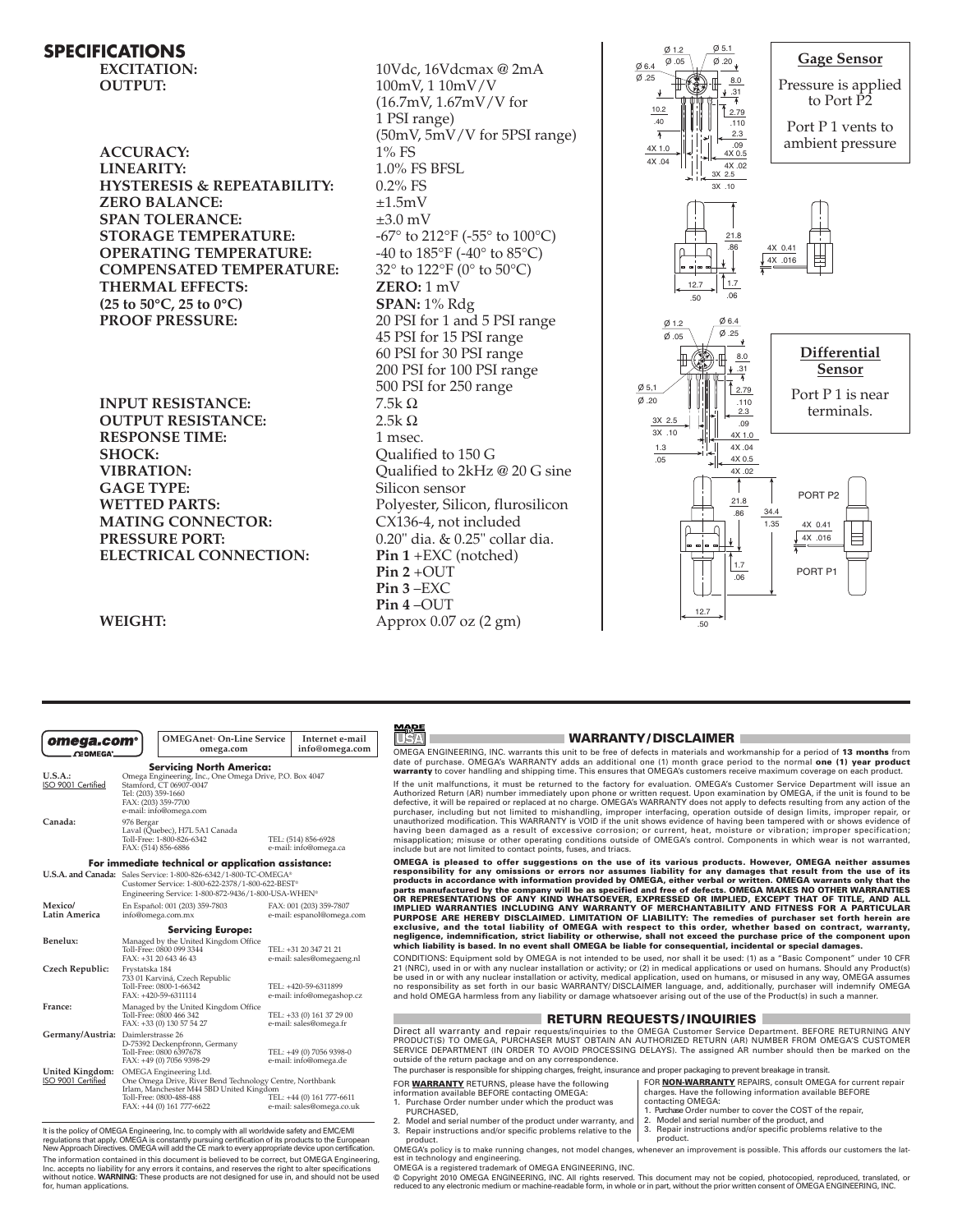# SPECIFICATIONS

| | |
|---|---|
| **EXCITATION:** | 10Vdc, 16Vdcmax @ 2mA |
| **OUTPUT:** | 100mV, 1 10mV/V (16.7mV, 1.67mV/V for 1 PSI range) (50mV, 5mV/V for 5PSI range) |
| **ACCURACY:** | 1% FS |
| **LINEARITY:** | 1.0% FS BFSL |
| **HYSTERESIS & REPEATABILITY:** | 0.2% FS |
| **ZERO BALANCE:** | ±1.5mV |
| **SPAN TOLERANCE:** | ±3.0 mV |
| **STORAGE TEMPERATURE:** | -67° to 212°F (-55° to 100°C) |
| **OPERATING TEMPERATURE:** | -40 to 185°F (-40° to 85°C) |
| **COMPENSATED TEMPERATURE:** | 32° to 122°F (0° to 50°C) |
| **THERMAL EFFECTS: (25 to 50°C, 25 to 0°C)** | **ZERO:** 1 mV **SPAN:** 1% Rdg |
| **PROOF PRESSURE:** | 20 PSI for 1 and 5 PSI range<br>45 PSI for 15 PSI range<br>60 PSI for 30 PSI range<br>200 PSI for 100 PSI range<br>500 PSI for 250 range |
| **INPUT RESISTANCE:** | 7.5k Ω |
| **OUTPUT RESISTANCE:** | 2.5k Ω |
| **RESPONSE TIME:** | 1 msec. |
| **SHOCK:** | Qualified to 150 G |
| **VIBRATION:** | Qualified to 2kHz @ 20 G sine |
| **GAGE TYPE:** | Silicon sensor |
| **WETTED PARTS:** | Polyester, Silicon, flurosilicon |
| **MATING CONNECTOR:** | CX136-4, not included |
| **PRESSURE PORT:** | 0.20" dia. & 0.25" collar dia. |
| **ELECTRICAL CONNECTION:** | **Pin 1** +EXC (notched)<br>**Pin 2** +OUT<br>**Pin 3** –EXC<br>**Pin 4** –OUT |
| **WEIGHT:** | Approx 0.07 oz (2 gm) |

**Gage Sensor**

Pressure is applied to Port P2

Port P 1 vents to ambient pressure

Ø 1.2 Ø .05, Ø 5.1 Ø .20, Ø 6.4 Ø .25, 8.0 .31, 10.2 .40, 2.79 .110, 2.3 .09, 4X 1.0 4X .04, 4X 0.5 4X .02, 3X 2.5 3X .10, 21.8 .86, 4X 0.41 4X .016, 12.7 .50, 1.7 .06

**Differential Sensor**

Port P 1 is near terminals.

Ø 1.2 Ø .05, Ø 6.4 Ø .25, 8.0 .31, Ø 5.1 Ø .20, 2.79 .110, 2.3 .09, 3X 2.5 3X .10, 4X 1.0 4X .04, 1.3 .05, 4X 0.5 4X .02, PORT P2, 21.8 .86, 34.4 1.35, 4X 0.41 4X .016, 1.7 .06, PORT P1, 12.7 .50

---

**omega.com®** | **OMEGAnet® On-Line Service** omega.com | **Internet e-mail** info@omega.com

### Servicing North America:

**U.S.A.:** ISO 9001 Certified — Omega Engineering, Inc., One Omega Drive, P.O. Box 4047, Stamford, CT 06907-0047, Tel: (203) 359-1660, FAX: (203) 359-7700, e-mail: info@omega.com

**Canada:** 976 Bergar, Laval (Quebec), H7L 5A1 Canada, Toll-Free: 1-800-826-6342, TEL: (514) 856-6928, FAX: (514) 856-6886, e-mail: info@omega.ca

### For immediate technical or application assistance:

**U.S.A. and Canada:** Sales Service: 1-800-826-6342/1-800-TC-OMEGA®, Customer Service: 1-800-622-2378/1-800-622-BEST®, Engineering Service: 1-800-872-9436/1-800-USA-WHEN®

**Mexico/ Latin America:** En Español: 001 (203) 359-7803, FAX: 001 (203) 359-7807, info@omega.com.mx, e-mail: espanol@omega.com

### Servicing Europe:

**Benelux:** Managed by the United Kingdom Office, Toll-Free: 0800 099 3344, TEL: +31 20 347 21 21, FAX: +31 20 643 46 43, e-mail: sales@omegaeng.nl

**Czech Republic:** Frystatska 184, 733 01 Karviná, Czech Republic, Toll-Free: 0800-1-66342, TEL: +420-59-6311899, FAX: +420-59-6311114, e-mail: info@omegashop.cz

**France:** Managed by the United Kingdom Office, Toll-Free: 0800 466 342, TEL: +33 (0) 161 37 29 00, FAX: +33 (0) 130 57 54 27, e-mail: sales@omega.fr

**Germany/Austria:** Daimlerstrasse 26, D-75392 Deckenpfronn, Germany, Toll-Free: 0800 6397678, TEL: +49 (0) 7056 9398-0, FAX: +49 (0) 7056 9398-29, e-mail: info@omega.de

**United Kingdom:** ISO 9001 Certified — OMEGA Engineering Ltd., One Omega Drive, River Bend Technology Centre, Northbank, Irlam, Manchester M44 5BD United Kingdom, Toll-Free: 0800-488-488, TEL: +44 (0) 161 777-6611, FAX: +44 (0) 161 777-6622, e-mail: sales@omega.co.uk

It is the policy of OMEGA Engineering, Inc. to comply with all worldwide safety and EMC/EMI regulations that apply. OMEGA is constantly pursuing certification of its products to the European New Approach Directives. OMEGA will add the CE mark to every appropriate device upon certification.

The information contained in this document is believed to be correct, but OMEGA Engineering, Inc. accepts no liability for any errors it contains, and reserves the right to alter specifications without notice. **WARNING**: These products are not designed for use in, and should not be used for, human applications.

## WARRANTY/DISCLAIMER

OMEGA ENGINEERING, INC. warrants this unit to be free of defects in materials and workmanship for a period of **13 months** from date of purchase. OMEGA's WARRANTY adds an additional one (1) month grace period to the normal **one (1) year product warranty** to cover handling and shipping time. This ensures that OMEGA's customers receive maximum coverage on each product.

If the unit malfunctions, it must be returned to the factory for evaluation. OMEGA's Customer Service Department will issue an Authorized Return (AR) number immediately upon phone or written request. Upon examination by OMEGA, if the unit is found to be defective, it will be repaired or replaced at no charge. OMEGA's WARRANTY does not apply to defects resulting from any action of the purchaser, including but not limited to mishandling, improper interfacing, operation outside of design limits, improper repair, or unauthorized modification. This WARRANTY is VOID if the unit shows evidence of having been tampered with or shows evidence of having been damaged as a result of excessive corrosion; or current, heat, moisture or vibration; improper specification; misapplication; misuse or other operating conditions outside of OMEGA's control. Components in which wear is not warranted, include but are not limited to contact points, fuses, and triacs.

**OMEGA is pleased to offer suggestions on the use of its various products. However, OMEGA neither assumes responsibility for any omissions or errors nor assumes liability for any damages that result from the use of its products in accordance with information provided by OMEGA, either verbal or written. OMEGA warrants only that the parts manufactured by the company will be as specified and free of defects. OMEGA MAKES NO OTHER WARRANTIES OR REPRESENTATIONS OF ANY KIND WHATSOEVER, EXPRESSED OR IMPLIED, EXCEPT THAT OF TITLE, AND ALL IMPLIED WARRANTIES INCLUDING ANY WARRANTY OF MERCHANTABILITY AND FITNESS FOR A PARTICULAR PURPOSE ARE HEREBY DISCLAIMED. LIMITATION OF LIABILITY: The remedies of purchaser set forth herein are exclusive, and the total liability of OMEGA with respect to this order, whether based on contract, warranty, negligence, indemnification, strict liability or otherwise, shall not exceed the purchase price of the component upon which liability is based. In no event shall OMEGA be liable for consequential, incidental or special damages.**

CONDITIONS: Equipment sold by OMEGA is not intended to be used, nor shall it be used: (1) as a "Basic Component" under 10 CFR 21 (NRC), used in or with any nuclear installation or activity; or (2) in medical applications or used on humans. Should any Product(s) be used in or with any nuclear installation or activity, medical application, used on humans, or misused in any way, OMEGA assumes no responsibility as set forth in our basic WARRANTY/DISCLAIMER language, and, additionally, purchaser will indemnify OMEGA and hold OMEGA harmless from any liability or damage whatsoever arising out of the use of the Product(s) in such a manner.

## RETURN REQUESTS/INQUIRIES

Direct all warranty and repair requests/inquiries to the OMEGA Customer Service Department. BEFORE RETURNING ANY PRODUCT(S) TO OMEGA, PURCHASER MUST OBTAIN AN AUTHORIZED RETURN (AR) NUMBER FROM OMEGA'S CUSTOMER SERVICE DEPARTMENT (IN ORDER TO AVOID PROCESSING DELAYS). The assigned AR number should then be marked on the outside of the return package and on any correspondence.

The purchaser is responsible for shipping charges, freight, insurance and proper packaging to prevent breakage in transit.

FOR **WARRANTY** RETURNS, please have the following information available BEFORE contacting OMEGA:
1. Purchase Order number under which the product was PURCHASED,
2. Model and serial number of the product under warranty, and
3. Repair instructions and/or specific problems relative to the product.

FOR **NON-WARRANTY** REPAIRS, consult OMEGA for current repair charges. Have the following information available BEFORE contacting OMEGA:
1. Purchase Order number to cover the COST of the repair,
2. Model and serial number of the product, and
3. Repair instructions and/or specific problems relative to the product.

OMEGA's policy is to make running changes, not model changes, whenever an improvement is possible. This affords our customers the latest in technology and engineering.

OMEGA is a registered trademark of OMEGA ENGINEERING, INC.

© Copyright 2010 OMEGA ENGINEERING, INC. All rights reserved. This document may not be copied, photocopied, reproduced, translated, or reduced to any electronic medium or machine-readable form, in whole or in part, without the prior written consent of OMEGA ENGINEERING, INC.